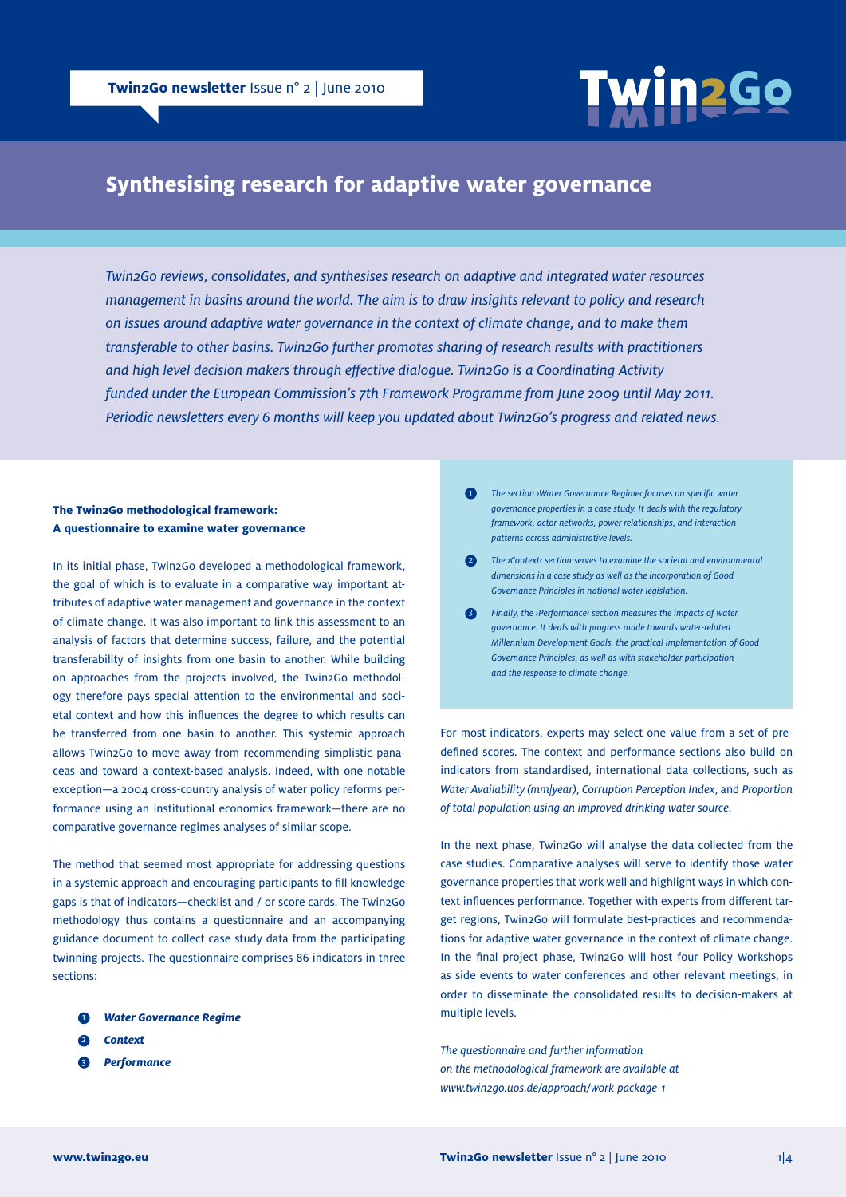# Synthesising research for adaptive water governance

*Twin2Go reviews, consolidates, and synthesises research on adaptive and integrated water resources management in basins around the world. The aim is to draw insights relevant to policy and research on issues around adaptive water governance in the context of climate change, and to make them transferable to other basins. Twin2Go further promotes sharing of research results with practitioners and high level decision makers through effective dialogue. Twin2Go is a Coordinating Activity funded under the European Commission's 7th Framework Programme from June 2009 until May 2011. Periodic newsletters every 6 months will keep you updated about Twin2Go's progress and related news.*

### The Twin2Go methodological framework: A questionnaire to examine water governance

In its initial phase, Twin2Go developed a methodological framework, the goal of which is to evaluate in a comparative way important attributes of adaptive water management and governance in the context of climate change. It was also important to link this assessment to an analysis of factors that determine success, failure, and the potential transferability of insights from one basin to another. While building on approaches from the projects involved, the Twin2Go methodology therefore pays special attention to the environmental and societal context and how this influences the degree to which results can be transferred from one basin to another. This systemic approach allows Twin2Go to move away from recommending simplistic panaceas and toward a context-based analysis. Indeed, with one notable exception—a 2004 cross-country analysis of water policy reforms performance using an institutional economics framework—there are no comparative governance regimes analyses of similar scope.

The method that seemed most appropriate for addressing questions in a systemic approach and encouraging participants to fill knowledge gaps is that of indicators—checklist and / or score cards. The Twin2Go methodology thus contains a questionnaire and an accompanying guidance document to collect case study data from the participating twinning projects. The questionnaire comprises 86 indicators in three sections:

1. ***Water Governance Regime***
2. ***Context***
3. ***Performance***

1. *The section ›Water Governance Regime‹ focuses on specific water governance properties in a case study. It deals with the regulatory framework, actor networks, power relationships, and interaction patterns across administrative levels.*
2. *The ›Context‹ section serves to examine the societal and environmental dimensions in a case study as well as the incorporation of Good Governance Principles in national water legislation.*
3. *Finally, the ›Performance‹ section measures the impacts of water governance. It deals with progress made towards water-related Millennium Development Goals, the practical implementation of Good Governance Principles, as well as with stakeholder participation and the response to climate change.*

For most indicators, experts may select one value from a set of predefined scores. The context and performance sections also build on indicators from standardised, international data collections, such as *Water Availability (mm/year)*, *Corruption Perception Index*, and *Proportion of total population using an improved drinking water source*.

In the next phase, Twin2Go will analyse the data collected from the case studies. Comparative analyses will serve to identify those water governance properties that work well and highlight ways in which context influences performance. Together with experts from different target regions, Twin2Go will formulate best-practices and recommendations for adaptive water governance in the context of climate change. In the final project phase, Twin2Go will host four Policy Workshops as side events to water conferences and other relevant meetings, in order to disseminate the consolidated results to decision-makers at multiple levels.

*The questionnaire and further information on the methodological framework are available at www.twin2go.uos.de/approach/work-package-1*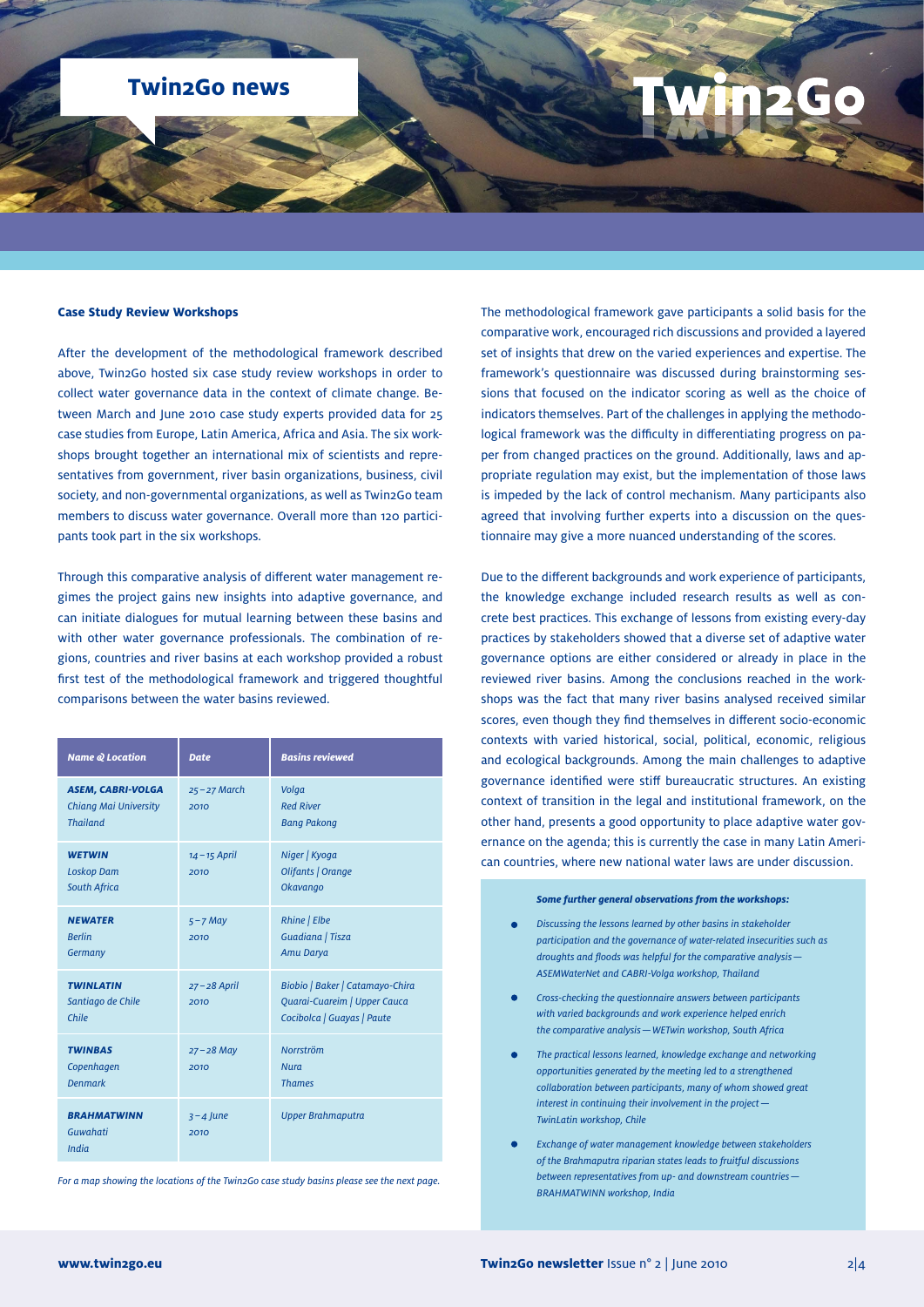## Twin2Go news

### Case Study Review Workshops

After the development of the methodological framework described above, Twin2Go hosted six case study review workshops in order to collect water governance data in the context of climate change. Between March and June 2010 case study experts provided data for 25 case studies from Europe, Latin America, Africa and Asia. The six workshops brought together an international mix of scientists and representatives from government, river basin organizations, business, civil society, and non-governmental organizations, as well as Twin2Go team members to discuss water governance. Overall more than 120 participants took part in the six workshops.

Through this comparative analysis of different water management regimes the project gains new insights into adaptive governance, and can initiate dialogues for mutual learning between these basins and with other water governance professionals. The combination of regions, countries and river basins at each workshop provided a robust first test of the methodological framework and triggered thoughtful comparisons between the water basins reviewed.

| *Name & Location* | *Date* | *Basins reviewed* |
|---|---|---|
| ***ASEM, CABRI-VOLGA*** *Chiang Mai University Thailand* | *25 – 27 March 2010* | *Volga Red River Bang Pakong* |
| ***WETWIN*** *Loskop Dam South Africa* | *14 – 15 April 2010* | *Niger \| Kyoga Olifants \| Orange Okavango* |
| ***NEWATER*** *Berlin Germany* | *5 – 7 May 2010* | *Rhine \| Elbe Guadiana \| Tisza Amu Darya* |
| ***TWINLATIN*** *Santiago de Chile Chile* | *27 – 28 April 2010* | *Biobio \| Baker \| Catamayo-Chira Quarai-Cuareim \| Upper Cauca Cocibolca \| Guayas \| Paute* |
| ***TWINBAS*** *Copenhagen Denmark* | *27 – 28 May 2010* | *Norrström Nura Thames* |
| ***BRAHMATWINN*** *Guwahati India* | *3 – 4 June 2010* | *Upper Brahmaputra* |

*For a map showing the locations of the Twin2Go case study basins please see the next page.*

The methodological framework gave participants a solid basis for the comparative work, encouraged rich discussions and provided a layered set of insights that drew on the varied experiences and expertise. The framework's questionnaire was discussed during brainstorming sessions that focused on the indicator scoring as well as the choice of indicators themselves. Part of the challenges in applying the methodological framework was the difficulty in differentiating progress on paper from changed practices on the ground. Additionally, laws and appropriate regulation may exist, but the implementation of those laws is impeded by the lack of control mechanism. Many participants also agreed that involving further experts into a discussion on the questionnaire may give a more nuanced understanding of the scores.

Due to the different backgrounds and work experience of participants, the knowledge exchange included research results as well as concrete best practices. This exchange of lessons from existing every-day practices by stakeholders showed that a diverse set of adaptive water governance options are either considered or already in place in the reviewed river basins. Among the conclusions reached in the workshops was the fact that many river basins analysed received similar scores, even though they find themselves in different socio-economic contexts with varied historical, social, political, economic, religious and ecological backgrounds. Among the main challenges to adaptive governance identified were stiff bureaucratic structures. An existing context of transition in the legal and institutional framework, on the other hand, presents a good opportunity to place adaptive water governance on the agenda; this is currently the case in many Latin American countries, where new national water laws are under discussion.

***Some further general observations from the workshops:***

- *Discussing the lessons learned by other basins in stakeholder participation and the governance of water-related insecurities such as droughts and floods was helpful for the comparative analysis — ASEMWaterNet and CABRI-Volga workshop, Thailand*
- *Cross-checking the questionnaire answers between participants with varied backgrounds and work experience helped enrich the comparative analysis — WETwin workshop, South Africa*
- *The practical lessons learned, knowledge exchange and networking opportunities generated by the meeting led to a strengthened collaboration between participants, many of whom showed great interest in continuing their involvement in the project — TwinLatin workshop, Chile*
- *Exchange of water management knowledge between stakeholders of the Brahmaputra riparian states leads to fruitful discussions between representatives from up- and downstream countries — BRAHMATWINN workshop, India*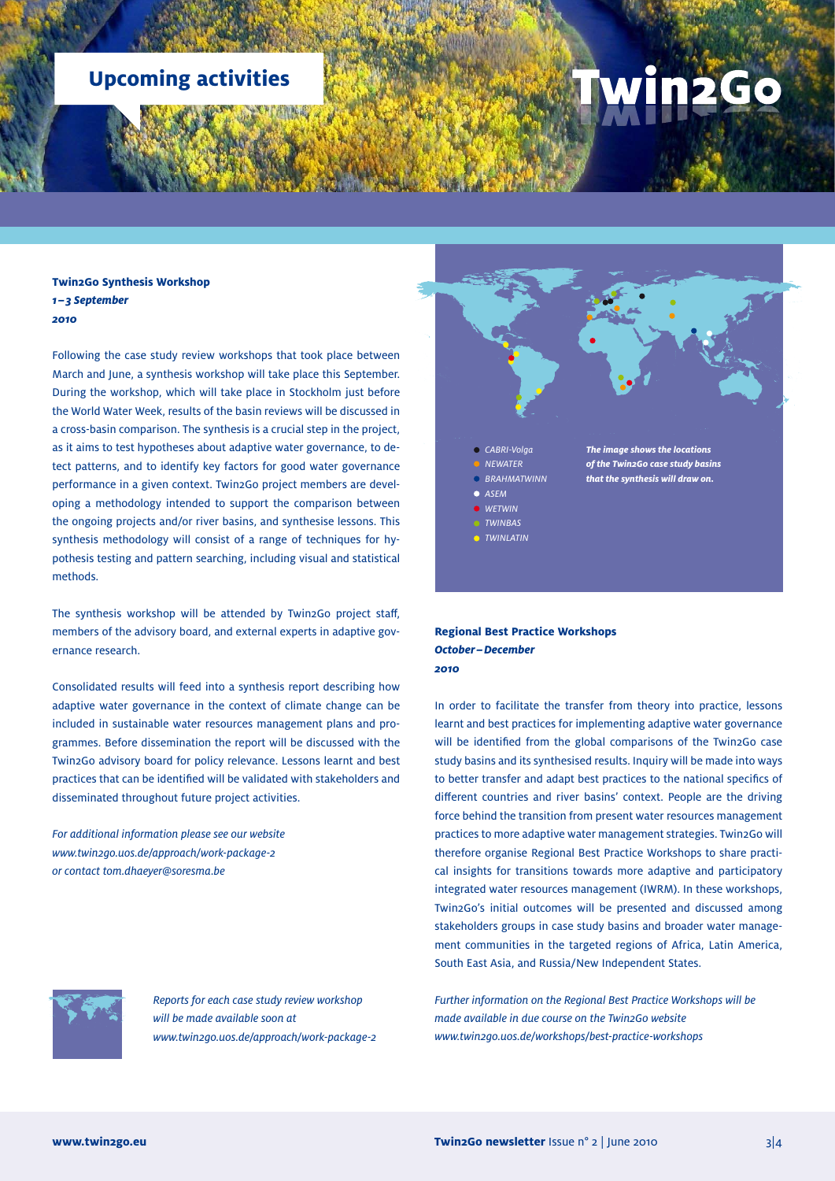## Upcoming activities

# Twin2Go

### Twin2Go Synthesis Workshop
***1–3 September***
***2010***

Following the case study review workshops that took place between March and June, a synthesis workshop will take place this September. During the workshop, which will take place in Stockholm just before the World Water Week, results of the basin reviews will be discussed in a cross-basin comparison. The synthesis is a crucial step in the project, as it aims to test hypotheses about adaptive water governance, to detect patterns, and to identify key factors for good water governance performance in a given context. Twin2Go project members are developing a methodology intended to support the comparison between the ongoing projects and/or river basins, and synthesise lessons. This synthesis methodology will consist of a range of techniques for hypothesis testing and pattern searching, including visual and statistical methods.

The synthesis workshop will be attended by Twin2Go project staff, members of the advisory board, and external experts in adaptive governance research.

Consolidated results will feed into a synthesis report describing how adaptive water governance in the context of climate change can be included in sustainable water resources management plans and programmes. Before dissemination the report will be discussed with the Twin2Go advisory board for policy relevance. Lessons learnt and best practices that can be identified will be validated with stakeholders and disseminated throughout future project activities.

*For additional information please see our website*
*www.twin2go.uos.de/approach/work-package-2*
*or contact tom.dhaeyer@soresma.be*

*Reports for each case study review workshop will be made available soon at www.twin2go.uos.de/approach/work-package-2*

- *CABRI-Volga*
- *NEWATER*
- *BRAHMATWINN*
- *ASEM*
- *WETWIN*
- *TWINBAS*
- *TWINLATIN*

***The image shows the locations of the Twin2Go case study basins that the synthesis will draw on.***

### Regional Best Practice Workshops
***October–December***
***2010***

In order to facilitate the transfer from theory into practice, lessons learnt and best practices for implementing adaptive water governance will be identified from the global comparisons of the Twin2Go case study basins and its synthesised results. Inquiry will be made into ways to better transfer and adapt best practices to the national specifics of different countries and river basins' context. People are the driving force behind the transition from present water resources management practices to more adaptive water management strategies. Twin2Go will therefore organise Regional Best Practice Workshops to share practical insights for transitions towards more adaptive and participatory integrated water resources management (IWRM). In these workshops, Twin2Go's initial outcomes will be presented and discussed among stakeholders groups in case study basins and broader water management communities in the targeted regions of Africa, Latin America, South East Asia, and Russia/New Independent States.

*Further information on the Regional Best Practice Workshops will be made available in due course on the Twin2Go website www.twin2go.uos.de/workshops/best-practice-workshops*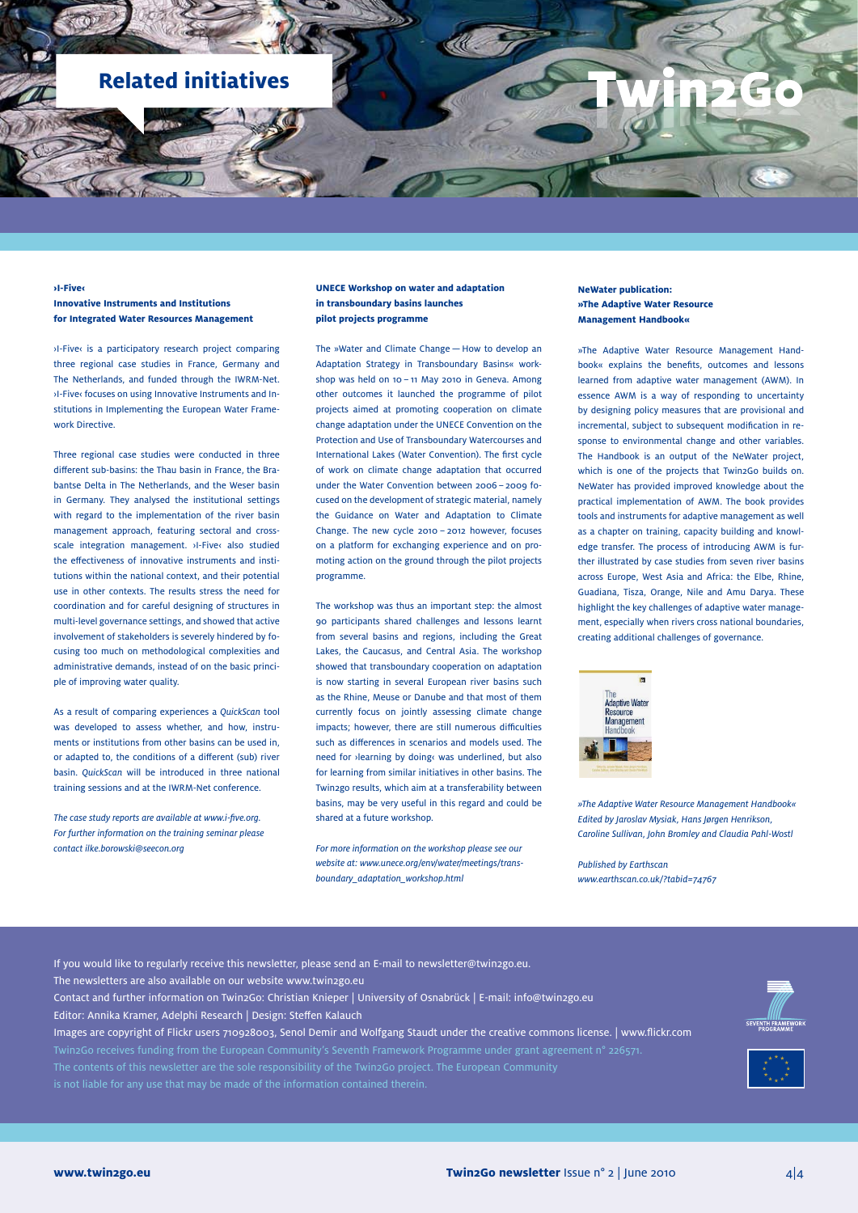# Related initiatives

**›I-Five‹**
**Innovative Instruments and Institutions for Integrated Water Resources Management**

›I-Five‹ is a participatory research project comparing three regional case studies in France, Germany and The Netherlands, and funded through the IWRM-Net. ›I-Five‹ focuses on using Innovative Instruments and Institutions in Implementing the European Water Framework Directive.

Three regional case studies were conducted in three different sub-basins: the Thau basin in France, the Brabantse Delta in The Netherlands, and the Weser basin in Germany. They analysed the institutional settings with regard to the implementation of the river basin management approach, featuring sectoral and cross-scale integration management. ›I-Five‹ also studied the effectiveness of innovative instruments and institutions within the national context, and their potential use in other contexts. The results stress the need for coordination and for careful designing of structures in multi-level governance settings, and showed that active involvement of stakeholders is severely hindered by focusing too much on methodological complexities and administrative demands, instead of on the basic principle of improving water quality.

As a result of comparing experiences a *QuickScan* tool was developed to assess whether, and how, instruments or institutions from other basins can be used in, or adapted to, the conditions of a different (sub) river basin. *QuickScan* will be introduced in three national training sessions and at the IWRM-Net conference.

*The case study reports are available at www.i-five.org. For further information on the training seminar please contact ilke.borowski@seecon.org*

**UNECE Workshop on water and adaptation in transboundary basins launches pilot projects programme**

The »Water and Climate Change — How to develop an Adaptation Strategy in Transboundary Basins« workshop was held on 10 – 11 May 2010 in Geneva. Among other outcomes it launched the programme of pilot projects aimed at promoting cooperation on climate change adaptation under the UNECE Convention on the Protection and Use of Transboundary Watercourses and International Lakes (Water Convention). The first cycle of work on climate change adaptation that occurred under the Water Convention between 2006 – 2009 focused on the development of strategic material, namely the Guidance on Water and Adaptation to Climate Change. The new cycle 2010 – 2012 however, focuses on a platform for exchanging experience and on promoting action on the ground through the pilot projects programme.

The workshop was thus an important step: the almost 90 participants shared challenges and lessons learnt from several basins and regions, including the Great Lakes, the Caucasus, and Central Asia. The workshop showed that transboundary cooperation on adaptation is now starting in several European river basins such as the Rhine, Meuse or Danube and that most of them currently focus on jointly assessing climate change impacts; however, there are still numerous difficulties such as differences in scenarios and models used. The need for ›learning by doing‹ was underlined, but also for learning from similar initiatives in other basins. The Twin2go results, which aim at a transferability between basins, may be very useful in this regard and could be shared at a future workshop.

*For more information on the workshop please see our website at: www.unece.org/env/water/meetings/transboundary_adaptation_workshop.html*

**NeWater publication: »The Adaptive Water Resource Management Handbook«**

»The Adaptive Water Resource Management Handbook« explains the benefits, outcomes and lessons learned from adaptive water management (AWM). In essence AWM is a way of responding to uncertainty by designing policy measures that are provisional and incremental, subject to subsequent modification in response to environmental change and other variables. The Handbook is an output of the NeWater project, which is one of the projects that Twin2Go builds on. NeWater has provided improved knowledge about the practical implementation of AWM. The book provides tools and instruments for adaptive management as well as a chapter on training, capacity building and knowledge transfer. The process of introducing AWM is further illustrated by case studies from seven river basins across Europe, West Asia and Africa: the Elbe, Rhine, Guadiana, Tisza, Orange, Nile and Amu Darya. These highlight the key challenges of adaptive water management, especially when rivers cross national boundaries, creating additional challenges of governance.

*»The Adaptive Water Resource Management Handbook« Edited by Jaroslav Mysiak, Hans Jørgen Henrikson, Caroline Sullivan, John Bromley and Claudia Pahl-Wostl*

*Published by Earthscan www.earthscan.co.uk/?tabid=74767*

If you would like to regularly receive this newsletter, please send an E-mail to newsletter@twin2go.eu.
The newsletters are also available on our website www.twin2go.eu
Contact and further information on Twin2Go: Christian Knieper | University of Osnabrück | E-mail: info@twin2go.eu
Editor: Annika Kramer, Adelphi Research | Design: Steffen Kalauch
Images are copyright of Flickr users 710928003, Senol Demir and Wolfgang Staudt under the creative commons license. | www.flickr.com
Twin2Go receives funding from the European Community's Seventh Framework Programme under grant agreement n° 226571.
The contents of this newsletter are the sole responsibility of the Twin2Go project. The European Community is not liable for any use that may be made of the information contained therein.